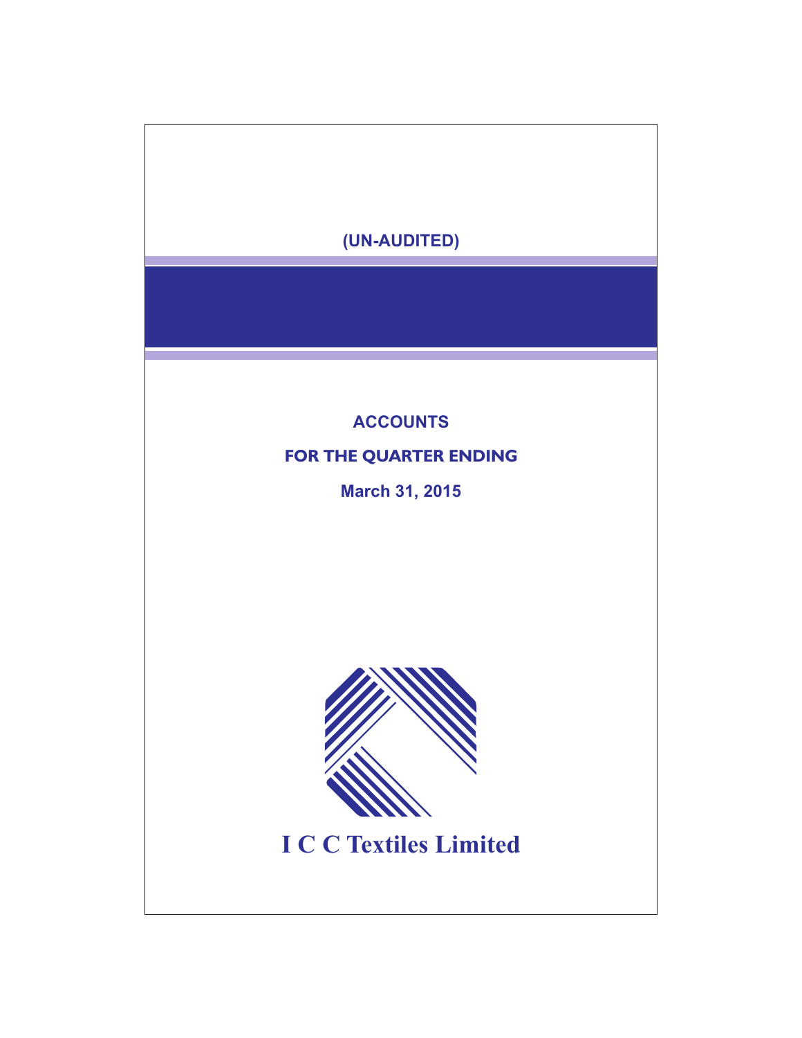**(UN-AUDITED)**

# ACCOUNTS

## FOR THE QUARTER ENDING

**March 31, 2015**

# I C C Textiles Limited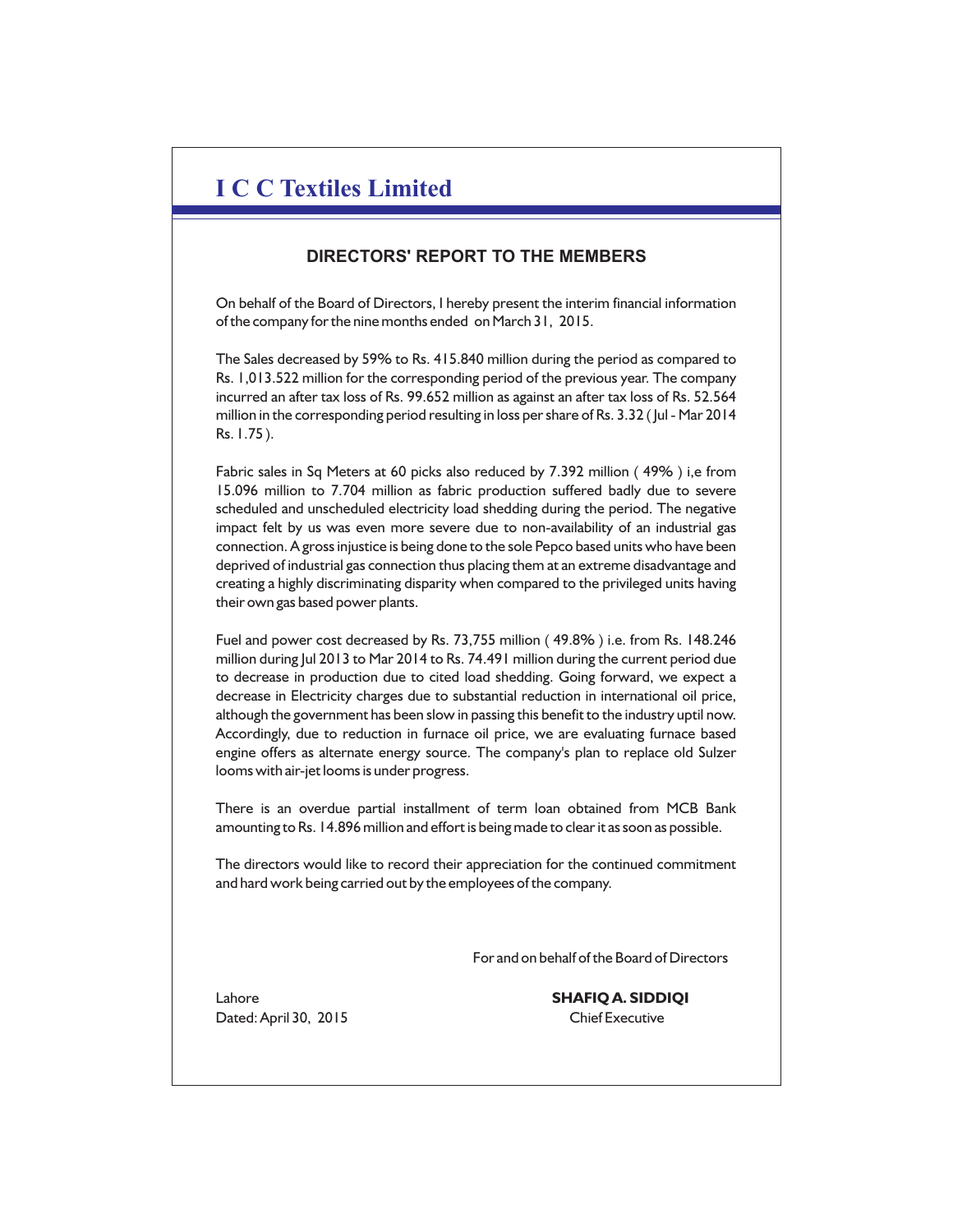# I C C Textiles Limited

## DIRECTORS' REPORT TO THE MEMBERS

On behalf of the Board of Directors, I hereby present the interim financial information of the company for the nine months ended on March 31, 2015.

The Sales decreased by 59% to Rs. 415.840 million during the period as compared to Rs. 1,013.522 million for the corresponding period of the previous year. The company incurred an after tax loss of Rs. 99.652 million as against an after tax loss of Rs. 52.564 million in the corresponding period resulting in loss per share of Rs. 3.32 ( Jul - Mar 2014 Rs. 1.75 ).

Fabric sales in Sq Meters at 60 picks also reduced by 7.392 million ( 49% ) i,e from 15.096 million to 7.704 million as fabric production suffered badly due to severe scheduled and unscheduled electricity load shedding during the period. The negative impact felt by us was even more severe due to non-availability of an industrial gas connection. A gross injustice is being done to the sole Pepco based units who have been deprived of industrial gas connection thus placing them at an extreme disadvantage and creating a highly discriminating disparity when compared to the privileged units having their own gas based power plants.

Fuel and power cost decreased by Rs. 73,755 million ( 49.8% ) i.e. from Rs. 148.246 million during Jul 2013 to Mar 2014 to Rs. 74.491 million during the current period due to decrease in production due to cited load shedding. Going forward, we expect a decrease in Electricity charges due to substantial reduction in international oil price, although the government has been slow in passing this benefit to the industry uptil now. Accordingly, due to reduction in furnace oil price, we are evaluating furnace based engine offers as alternate energy source. The company's plan to replace old Sulzer looms with air-jet looms is under progress.

There is an overdue partial installment of term loan obtained from MCB Bank amounting to Rs. 14.896 million and effort is being made to clear it as soon as possible.

The directors would like to record their appreciation for the continued commitment and hard work being carried out by the employees of the company.

For and on behalf of the Board of Directors

Lahore
Dated: April 30, 2015

**SHAFIQ A. SIDDIQI**
Chief Executive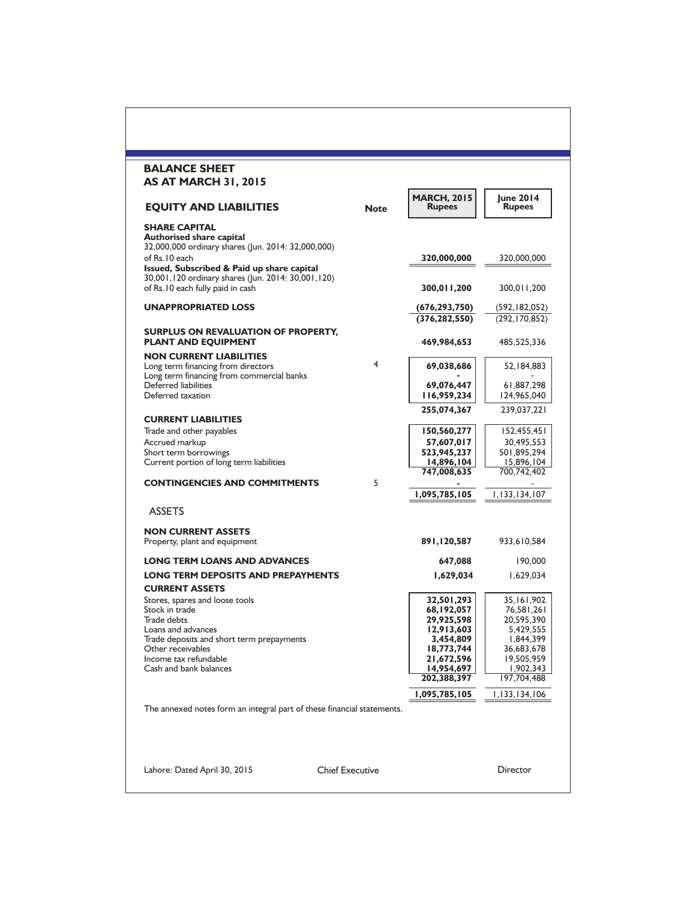# BALANCE SHEET
## AS AT MARCH 31, 2015

| EQUITY AND LIABILITIES | Note | MARCH, 2015 Rupees | June 2014 Rupees |
|---|---|---|---|
| **SHARE CAPITAL** | | | |
| **Authorised share capital** | | | |
| 32,000,000 ordinary shares (Jun. 2014: 32,000,000) of Rs.10 each | | **320,000,000** | 320,000,000 |
| **Issued, Subscribed & Paid up share capital** | | | |
| 30,001,120 ordinary shares (Jun. 2014: 30,001,120) of Rs.10 each fully paid in cash | | **300,011,200** | 300,011,200 |
| **UNAPPROPRIATED LOSS** | | **(676,293,750)** | (592,182,052) |
| | | **(376,282,550)** | (292,170,852) |
| **SURPLUS ON REVALUATION OF PROPERTY, PLANT AND EQUIPMENT** | | **469,984,653** | 485,525,336 |
| **NON CURRENT LIABILITIES** | | | |
| Long term financing from directors | 4 | **69,038,686** | 52,184,883 |
| Long term financing from commercial banks | | **-** | - |
| Deferred liabilities | | **69,076,447** | 61,887,298 |
| Deferred taxation | | **116,959,234** | 124,965,040 |
| | | **255,074,367** | 239,037,221 |
| **CURRENT LIABILITIES** | | | |
| Trade and other payables | | **150,560,277** | 152,455,451 |
| Accrued markup | | **57,607,017** | 30,495,553 |
| Short term borrowings | | **523,945,237** | 501,895,294 |
| Current portion of long term liabilities | | **14,896,104** | 15,896,104 |
| | | **747,008,635** | 700,742,402 |
| **CONTINGENCIES AND COMMITMENTS** | 5 | **-** | - |
| | | **1,095,785,105** | 1,133,134,107 |
| **ASSETS** | | | |
| **NON CURRENT ASSETS** | | | |
| Property, plant and equipment | | **891,120,587** | 933,610,584 |
| **LONG TERM LOANS AND ADVANCES** | | **647,088** | 190,000 |
| **LONG TERM DEPOSITS AND PREPAYMENTS** | | **1,629,034** | 1,629,034 |
| **CURRENT ASSETS** | | | |
| Stores, spares and loose tools | | **32,501,293** | 35,161,902 |
| Stock in trade | | **68,192,057** | 76,581,261 |
| Trade debts | | **29,925,598** | 20,595,390 |
| Loans and advances | | **12,913,603** | 5,429,555 |
| Trade deposits and short term prepayments | | **3,454,809** | 1,844,399 |
| Other receivables | | **18,773,744** | 36,683,678 |
| Income tax refundable | | **21,672,596** | 19,505,959 |
| Cash and bank balances | | **14,954,697** | 1,902,343 |
| | | **202,388,397** | 197,704,488 |
| | | **1,095,785,105** | 1,133,134,106 |

The annexed notes form an integral part of these financial statements.

Lahore: Dated April 30, 2015 Chief Executive Director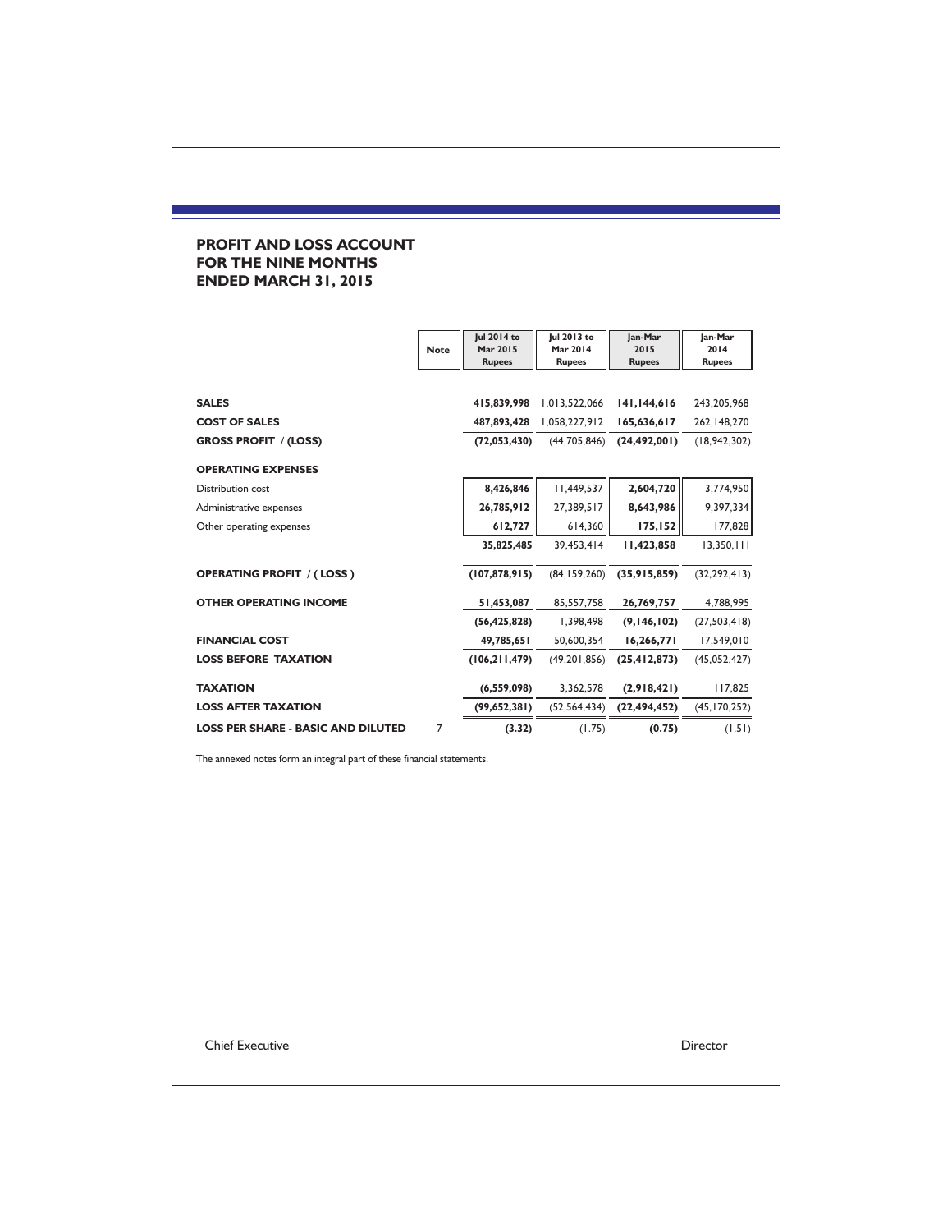## PROFIT AND LOSS ACCOUNT FOR THE NINE MONTHS ENDED MARCH 31, 2015

| | Note | Jul 2014 to Mar 2015 Rupees | Jul 2013 to Mar 2014 Rupees | Jan-Mar 2015 Rupees | Jan-Mar 2014 Rupees |
|---|---|---|---|---|---|
| **SALES** | | **415,839,998** | 1,013,522,066 | **141,144,616** | 243,205,968 |
| **COST OF SALES** | | **487,893,428** | 1,058,227,912 | **165,636,617** | 262,148,270 |
| **GROSS PROFIT / (LOSS)** | | **(72,053,430)** | (44,705,846) | **(24,492,001)** | (18,942,302) |
| **OPERATING EXPENSES** | | | | | |
| Distribution cost | | **8,426,846** | 11,449,537 | **2,604,720** | 3,774,950 |
| Administrative expenses | | **26,785,912** | 27,389,517 | **8,643,986** | 9,397,334 |
| Other operating expenses | | **612,727** | 614,360 | **175,152** | 177,828 |
| | | **35,825,485** | 39,453,414 | **11,423,858** | 13,350,111 |
| **OPERATING PROFIT / ( LOSS )** | | **(107,878,915)** | (84,159,260) | **(35,915,859)** | (32,292,413) |
| **OTHER OPERATING INCOME** | | **51,453,087** | 85,557,758 | **26,769,757** | 4,788,995 |
| | | **(56,425,828)** | 1,398,498 | **(9,146,102)** | (27,503,418) |
| **FINANCIAL COST** | | **49,785,651** | 50,600,354 | **16,266,771** | 17,549,010 |
| **LOSS BEFORE TAXATION** | | **(106,211,479)** | (49,201,856) | **(25,412,873)** | (45,052,427) |
| **TAXATION** | | **(6,559,098)** | 3,362,578 | **(2,918,421)** | 117,825 |
| **LOSS AFTER TAXATION** | | **(99,652,381)** | (52,564,434) | **(22,494,452)** | (45,170,252) |
| **LOSS PER SHARE - BASIC AND DILUTED** | 7 | **(3.32)** | (1.75) | **(0.75)** | (1.51) |

The annexed notes form an integral part of these financial statements.

Chief Executive

Director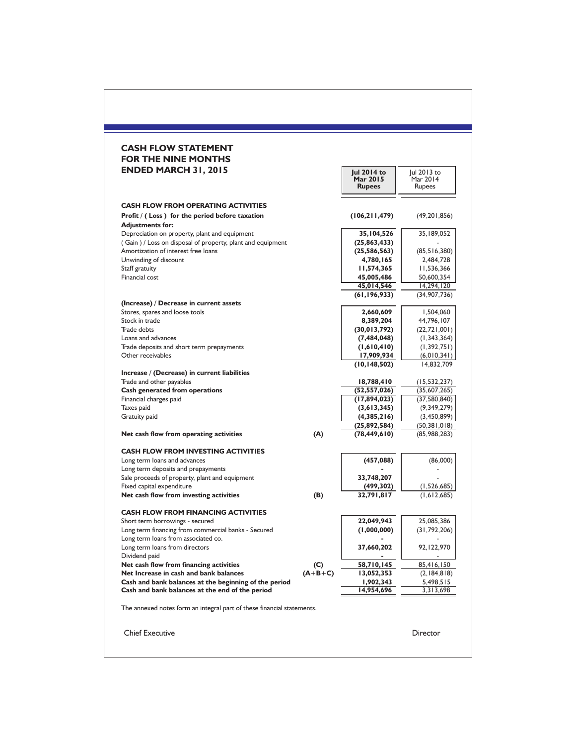# CASH FLOW STATEMENT FOR THE NINE MONTHS ENDED MARCH 31, 2015

| | | Jul 2014 to Mar 2015 Rupees | Jul 2013 to Mar 2014 Rupees |
|---|---|---|---|
| **CASH FLOW FROM OPERATING ACTIVITIES** | | | |
| **Profit / ( Loss ) for the period before taxation** | | **(106,211,479)** | (49,201,856) |
| **Adjustments for:** | | | |
| Depreciation on property, plant and equipment | | **35,104,526** | 35,189,052 |
| ( Gain ) / Loss on disposal of property, plant and equipment | | **(25,863,433)** | - |
| Amortization of interest free loans | | **(25,586,563)** | (85,516,380) |
| Unwinding of discount | | **4,780,165** | 2,484,728 |
| Staff gratuity | | **11,574,365** | 11,536,366 |
| Financial cost | | **45,005,486** | 50,600,354 |
| | | **45,014,546** | 14,294,120 |
| | | **(61,196,933)** | (34,907,736) |
| **(Increase) / Decrease in current assets** | | | |
| Stores, spares and loose tools | | **2,660,609** | 1,504,060 |
| Stock in trade | | **8,389,204** | 44,796,107 |
| Trade debts | | **(30,013,792)** | (22,721,001) |
| Loans and advances | | **(7,484,048)** | (1,343,364) |
| Trade deposits and short term prepayments | | **(1,610,410)** | (1,392,751) |
| Other receivables | | **17,909,934** | (6,010,341) |
| | | **(10,148,502)** | 14,832,709 |
| **Increase / (Decrease) in current liabilities** | | | |
| Trade and other payables | | **18,788,410** | (15,532,237) |
| **Cash generated from operations** | | **(52,557,026)** | (35,607,265) |
| Financial charges paid | | **(17,894,023)** | (37,580,840) |
| Taxes paid | | **(3,613,345)** | (9,349,279) |
| Gratuity paid | | **(4,385,216)** | (3,450,899) |
| | | **(25,892,584)** | (50,381,018) |
| **Net cash flow from operating activities** | **(A)** | **(78,449,610)** | (85,988,283) |
| **CASH FLOW FROM INVESTING ACTIVITIES** | | | |
| Long term loans and advances | | **(457,088)** | (86,000) |
| Long term deposits and prepayments | | **-** | - |
| Sale proceeds of property, plant and equipment | | **33,748,207** | - |
| Fixed capital expenditure | | **(499,302)** | (1,526,685) |
| **Net cash flow from investing activities** | **(B)** | **32,791,817** | (1,612,685) |
| **CASH FLOW FROM FINANCING ACTIVITIES** | | | |
| Short term borrowings - secured | | **22,049,943** | 25,085,386 |
| Long term financing from commercial banks - Secured | | **(1,000,000)** | (31,792,206) |
| Long term loans from associated co. | | **-** | - |
| Long term loans from directors | | **37,660,202** | 92,122,970 |
| Dividend paid | | **-** | - |
| **Net cash flow from financing activities** | **(C)** | **58,710,145** | 85,416,150 |
| **Net Increase in cash and bank balances** | **(A+B+C)** | **13,052,353** | (2,184,818) |
| **Cash and bank balances at the beginning of the period** | | **1,902,343** | 5,498,515 |
| **Cash and bank balances at the end of the period** | | **14,954,696** | 3,313,698 |

The annexed notes form an integral part of these financial statements.

Chief Executive

Director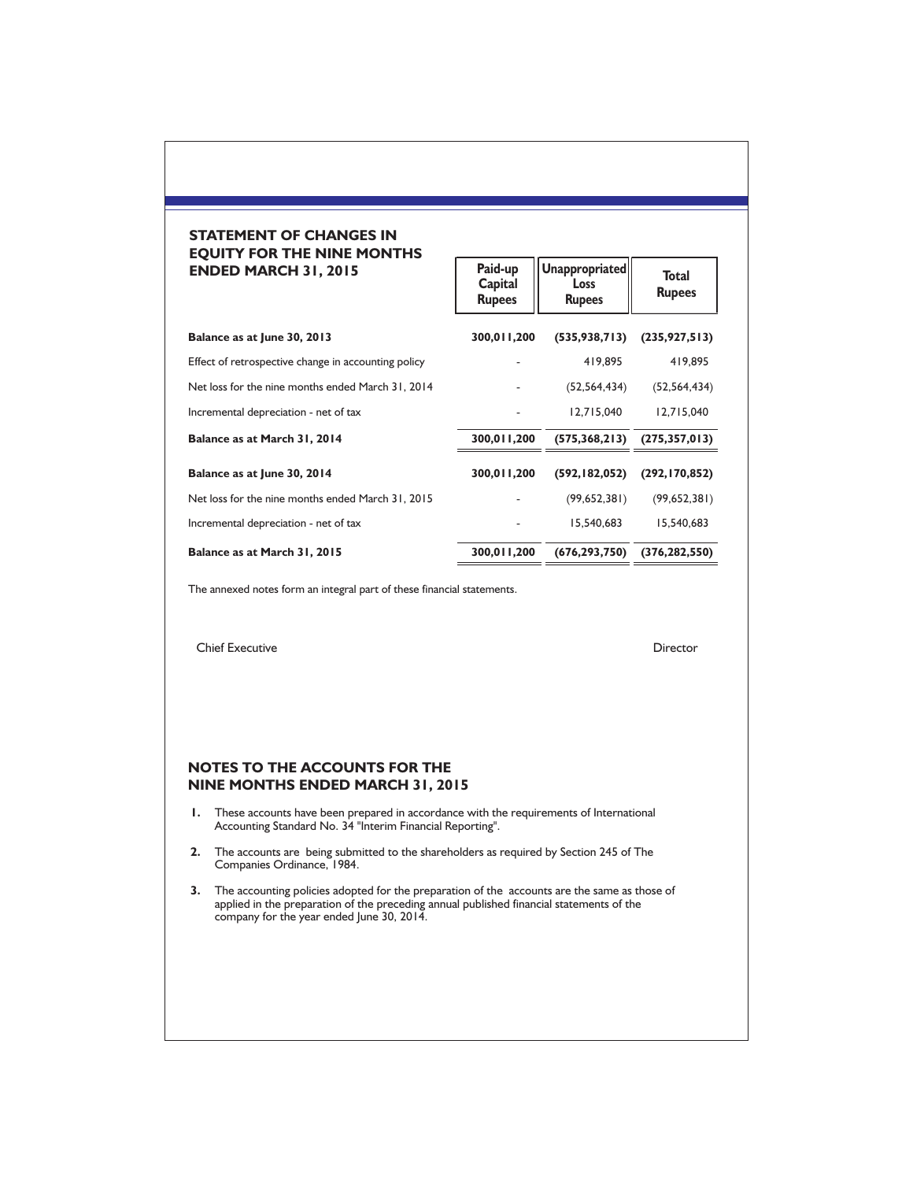## STATEMENT OF CHANGES IN EQUITY FOR THE NINE MONTHS ENDED MARCH 31, 2015

| | Paid-up Capital Rupees | Unappropriated Loss Rupees | Total Rupees |
|---|---|---|---|
| **Balance as at June 30, 2013** | **300,011,200** | **(535,938,713)** | **(235,927,513)** |
| Effect of retrospective change in accounting policy | - | 419,895 | 419,895 |
| Net loss for the nine months ended March 31, 2014 | - | (52,564,434) | (52,564,434) |
| Incremental depreciation - net of tax | - | 12,715,040 | 12,715,040 |
| **Balance as at March 31, 2014** | **300,011,200** | **(575,368,213)** | **(275,357,013)** |
| **Balance as at June 30, 2014** | **300,011,200** | **(592,182,052)** | **(292,170,852)** |
| Net loss for the nine months ended March 31, 2015 | - | (99,652,381) | (99,652,381) |
| Incremental depreciation - net of tax | - | 15,540,683 | 15,540,683 |
| **Balance as at March 31, 2015** | **300,011,200** | **(676,293,750)** | **(376,282,550)** |

The annexed notes form an integral part of these financial statements.

Chief Executive

Director

## NOTES TO THE ACCOUNTS FOR THE NINE MONTHS ENDED MARCH 31, 2015

1. These accounts have been prepared in accordance with the requirements of International Accounting Standard No. 34 "Interim Financial Reporting".

2. The accounts are being submitted to the shareholders as required by Section 245 of The Companies Ordinance, 1984.

3. The accounting policies adopted for the preparation of the accounts are the same as those of applied in the preparation of the preceding annual published financial statements of the company for the year ended June 30, 2014.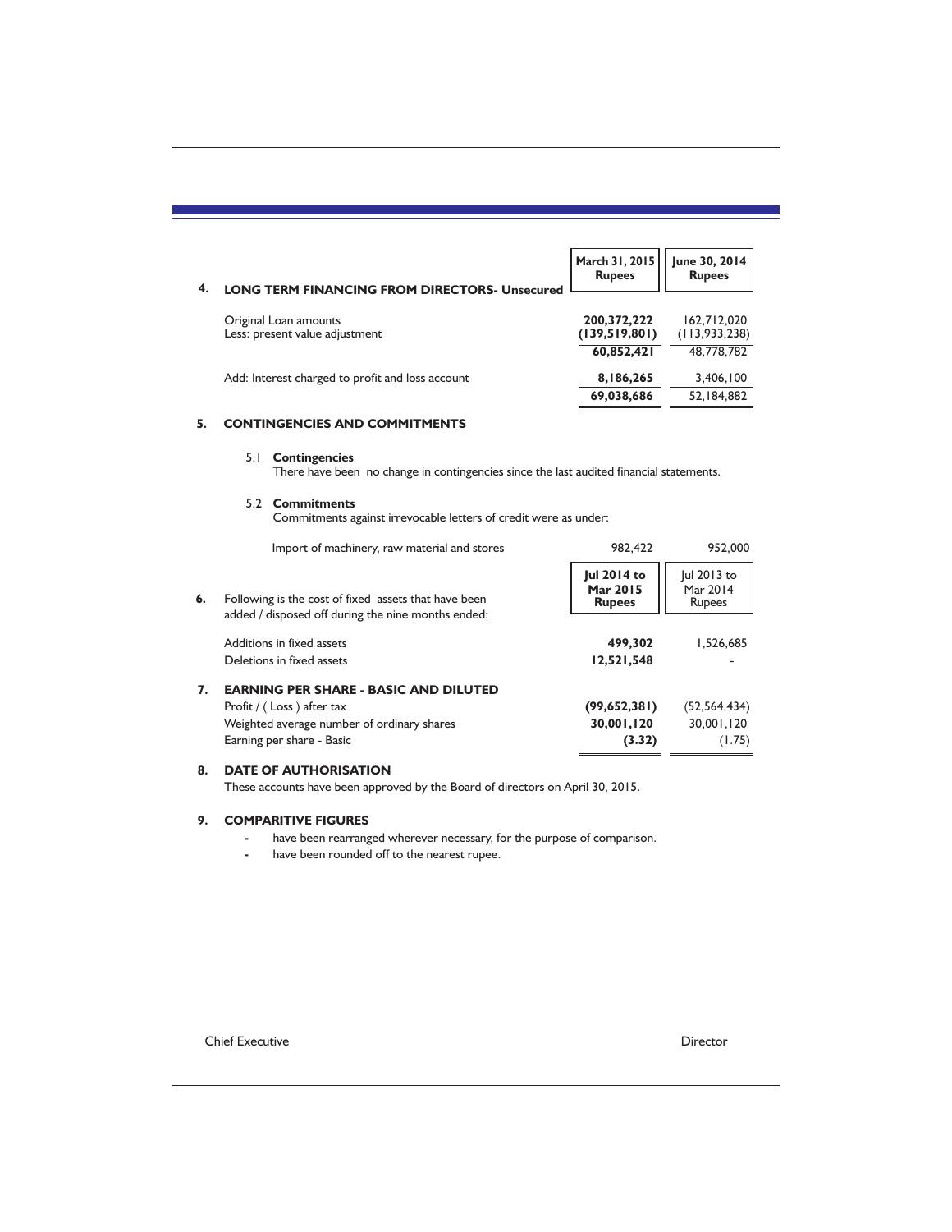## 4. LONG TERM FINANCING FROM DIRECTORS- Unsecured

| | March 31, 2015 Rupees | June 30, 2014 Rupees |
|---|---|---|
| Original Loan amounts | **200,372,222** | 162,712,020 |
| Less: present value adjustment | **(139,519,801)** | (113,933,238) |
| | **60,852,421** | 48,778,782 |
| Add: Interest charged to profit and loss account | **8,186,265** | 3,406,100 |
| | **69,038,686** | 52,184,882 |

## 5. CONTINGENCIES AND COMMITMENTS

### 5.1 Contingencies

There have been no change in contingencies since the last audited financial statements.

### 5.2 Commitments

Commitments against irrevocable letters of credit were as under:

| | | |
|---|---|---|
| Import of machinery, raw material and stores | 982,422 | 952,000 |

## 6.

| Following is the cost of fixed assets that have been added / disposed off during the nine months ended: | Jul 2014 to Mar 2015 Rupees | Jul 2013 to Mar 2014 Rupees |
|---|---|---|
| Additions in fixed assets | **499,302** | 1,526,685 |
| Deletions in fixed assets | **12,521,548** | - |

## 7. EARNING PER SHARE - BASIC AND DILUTED

| | | |
|---|---|---|
| Profit / ( Loss ) after tax | **(99,652,381)** | (52,564,434) |
| Weighted average number of ordinary shares | **30,001,120** | 30,001,120 |
| Earning per share - Basic | **(3.32)** | (1.75) |

## 8. DATE OF AUTHORISATION

These accounts have been approved by the Board of directors on April 30, 2015.

## 9. COMPARITIVE FIGURES

- have been rearranged wherever necessary, for the purpose of comparison.
- have been rounded off to the nearest rupee.

Chief Executive

Director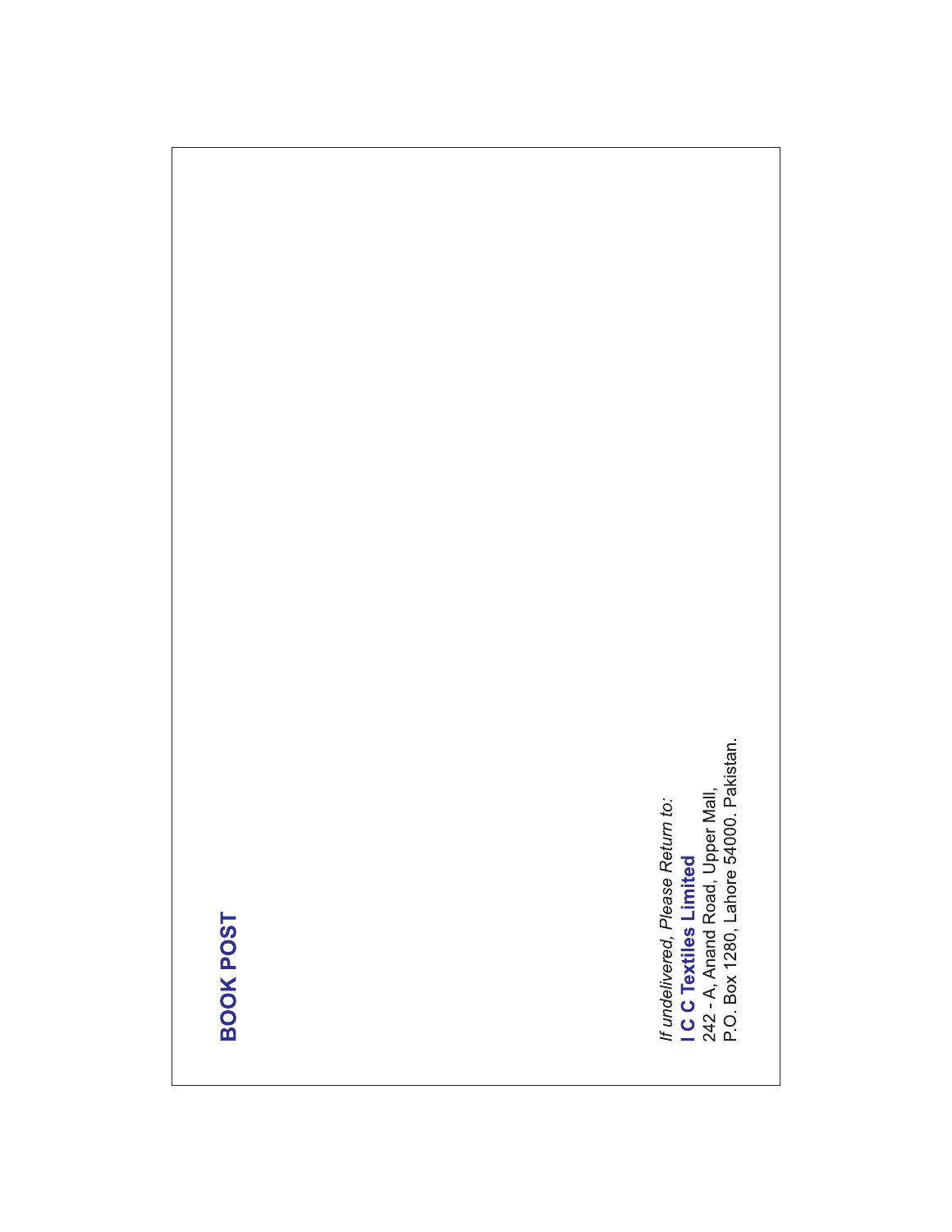**BOOK POST**

*If undelivered, Please Return to:*

**I C C Textiles Limited**

242 - A, Anand Road, Upper Mall,

P.O. Box 1280, Lahore 54000. Pakistan.